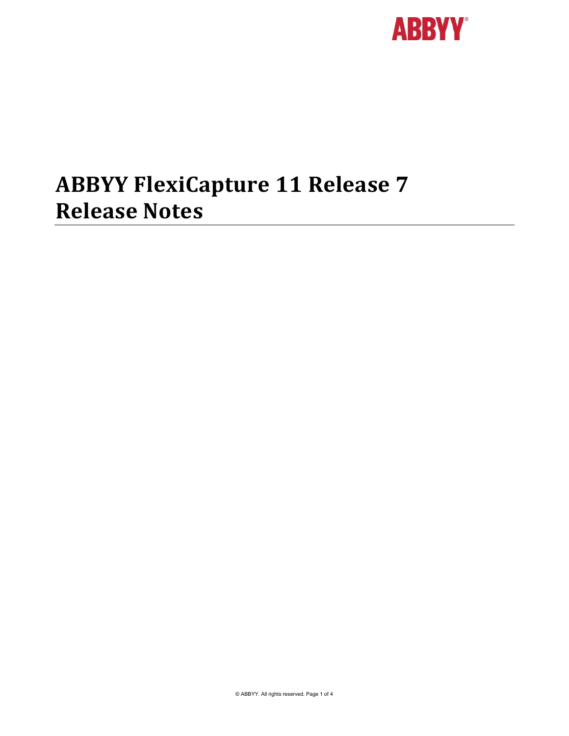# ABBYY FlexiCapture 11 Release 7 Release Notes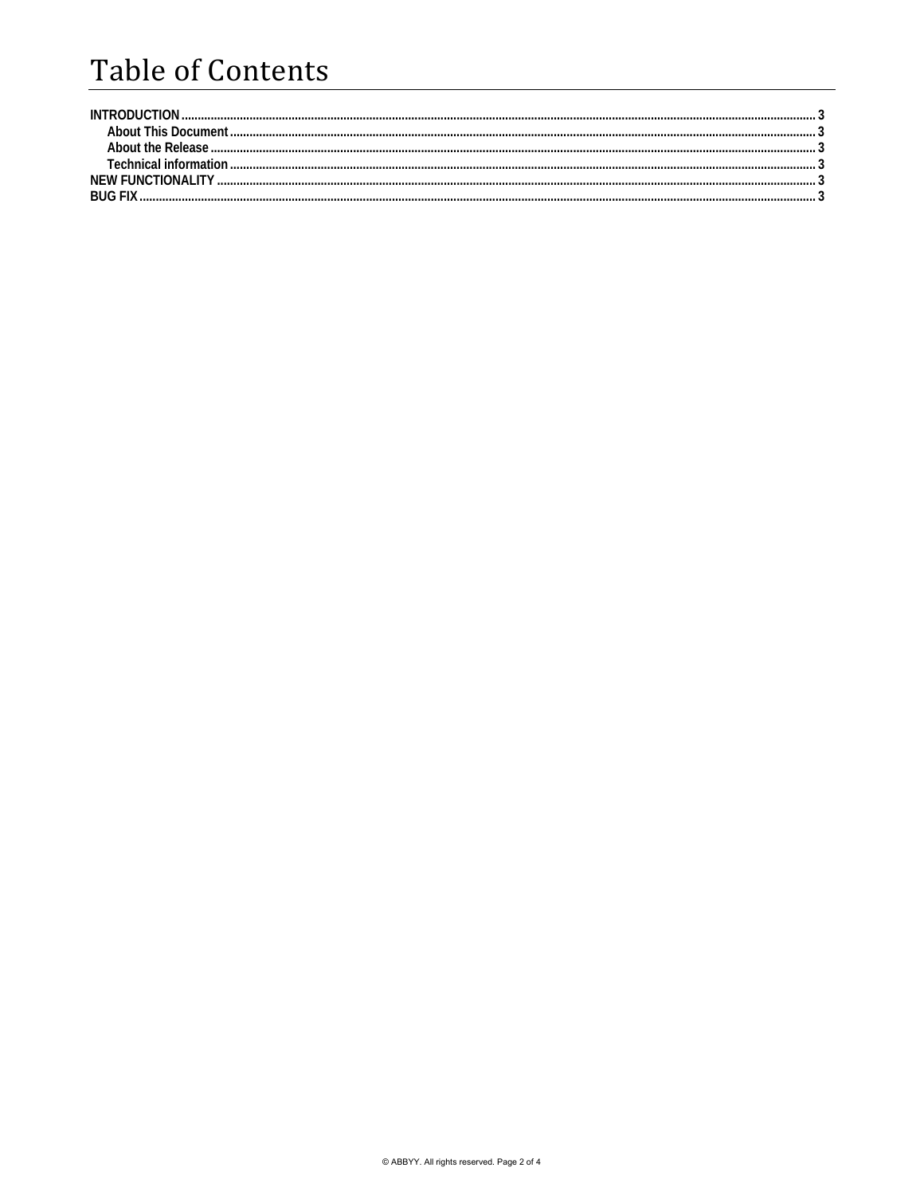# Table of Contents

INTRODUCTION ........................................................................ 3
- About This Document ........................................................................ 3
- About the Release ........................................................................ 3
- Technical information ........................................................................ 3

NEW FUNCTIONALITY ........................................................................ 3

BUG FIX ........................................................................ 3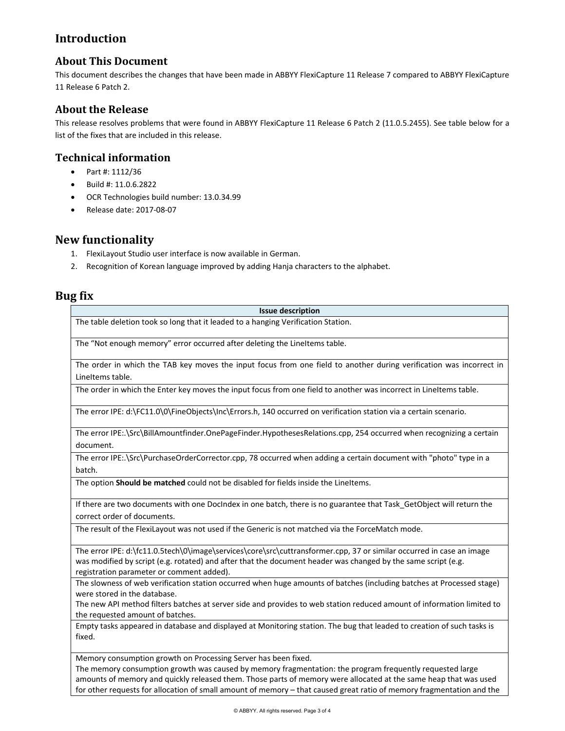# Introduction

## About This Document

This document describes the changes that have been made in ABBYY FlexiCapture 11 Release 7 compared to ABBYY FlexiCapture 11 Release 6 Patch 2.

## About the Release

This release resolves problems that were found in ABBYY FlexiCapture 11 Release 6 Patch 2 (11.0.5.2455). See table below for a list of the fixes that are included in this release.

## Technical information

- Part #: 1112/36
- Build #: 11.0.6.2822
- OCR Technologies build number: 13.0.34.99
- Release date: 2017-08-07

# New functionality

1. FlexiLayout Studio user interface is now available in German.
2. Recognition of Korean language improved by adding Hanja characters to the alphabet.

# Bug fix

| Issue description |
|---|
| The table deletion took so long that it leaded to a hanging Verification Station. |
| The "Not enough memory" error occurred after deleting the LineItems table. |
| The order in which the TAB key moves the input focus from one field to another during verification was incorrect in LineItems table. |
| The order in which the Enter key moves the input focus from one field to another was incorrect in LineItems table. |
| The error IPE: d:\FC11.0\0\FineObjects\Inc\Errors.h, 140 occurred on verification station via a certain scenario. |
| The error IPE:.\Src\BillAmountfinder.OnePageFinder.HypothesesRelations.cpp, 254 occurred when recognizing a certain document. |
| The error IPE:.\Src\PurchaseOrderCorrector.cpp, 78 occurred when adding a certain document with "photo" type in a batch. |
| The option **Should be matched** could not be disabled for fields inside the LineItems. |
| If there are two documents with one DocIndex in one batch, there is no guarantee that Task_GetObject will return the correct order of documents. |
| The result of the FlexiLayout was not used if the Generic is not matched via the ForceMatch mode. |
| The error IPE: d:\fc11.0.5tech\0\image\services\core\src\cuttransformer.cpp, 37 or similar occurred in case an image was modified by script (e.g. rotated) and after that the document header was changed by the same script (e.g. registration parameter or comment added). |
| The slowness of web verification station occurred when huge amounts of batches (including batches at Processed stage) were stored in the database.<br>The new API method filters batches at server side and provides to web station reduced amount of information limited to the requested amount of batches. |
| Empty tasks appeared in database and displayed at Monitoring station. The bug that leaded to creation of such tasks is fixed. |
| Memory consumption growth on Processing Server has been fixed.<br>The memory consumption growth was caused by memory fragmentation: the program frequently requested large amounts of memory and quickly released them. Those parts of memory were allocated at the same heap that was used for other requests for allocation of small amount of memory – that caused great ratio of memory fragmentation and the |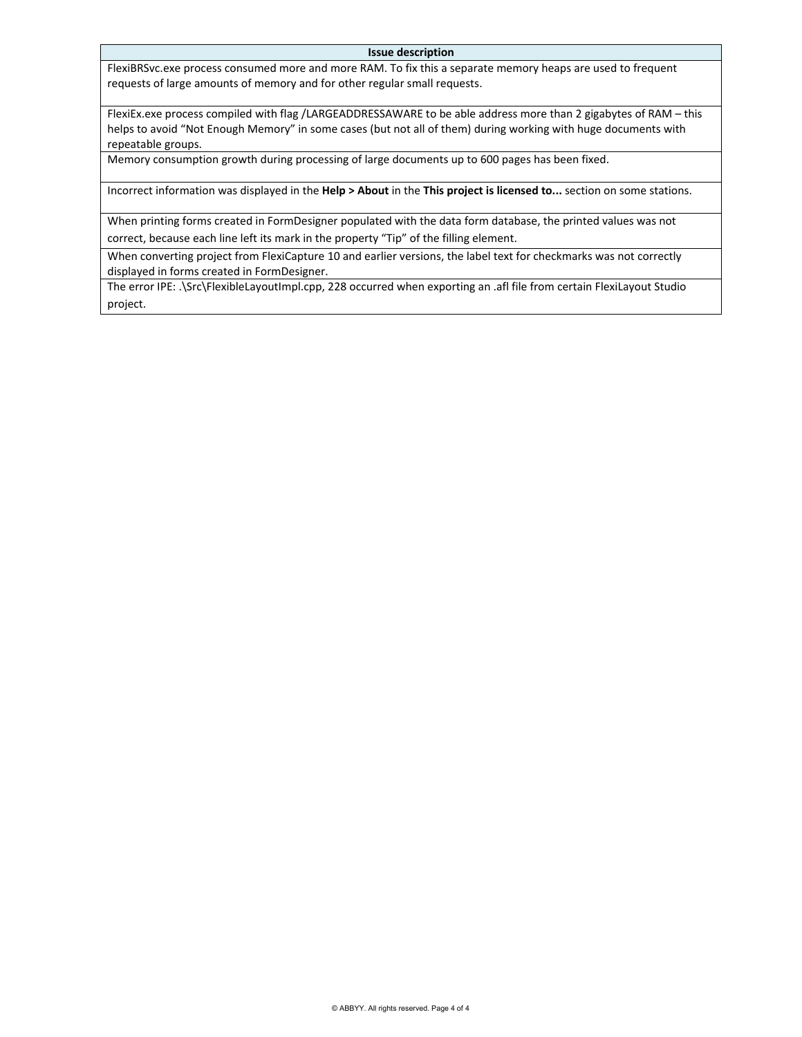| Issue description |
| --- |
| FlexiBRSvc.exe process consumed more and more RAM. To fix this a separate memory heaps are used to frequent requests of large amounts of memory and for other regular small requests. |
| FlexiEx.exe process compiled with flag /LARGEADDRESSAWARE to be able address more than 2 gigabytes of RAM – this helps to avoid “Not Enough Memory” in some cases (but not all of them) during working with huge documents with repeatable groups. |
| Memory consumption growth during processing of large documents up to 600 pages has been fixed. |
| Incorrect information was displayed in the **Help > About** in the **This project is licensed to...** section on some stations. |
| When printing forms created in FormDesigner populated with the data form database, the printed values was not correct, because each line left its mark in the property “Tip” of the filling element. |
| When converting project from FlexiCapture 10 and earlier versions, the label text for checkmarks was not correctly displayed in forms created in FormDesigner. |
| The error IPE: .\Src\FlexibleLayoutImpl.cpp, 228 occurred when exporting an .afl file from certain FlexiLayout Studio project. |